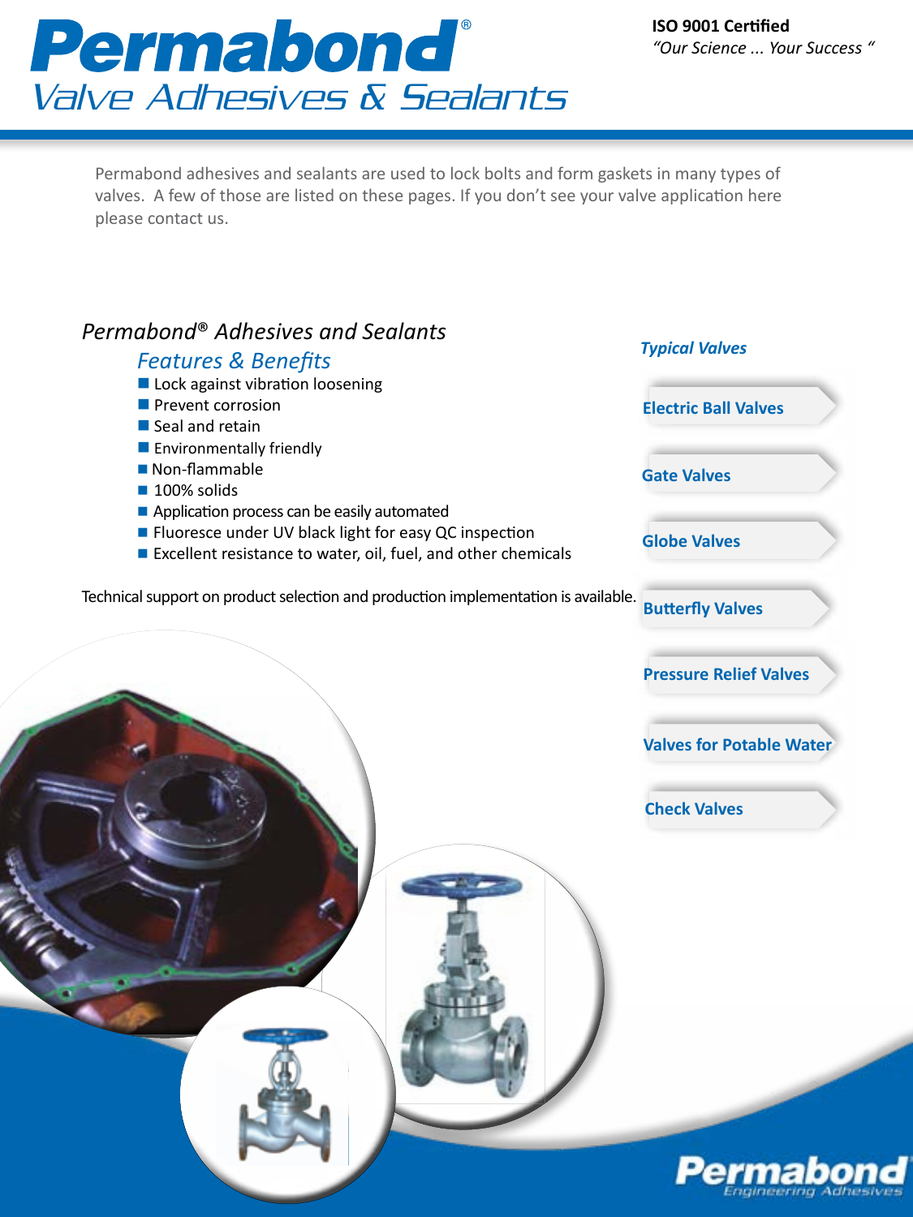# Permabond®

## Valve Adhesives & Sealants

**ISO 9001 Certified**
*"Our Science ... Your Success "*

Permabond adhesives and sealants are used to lock bolts and form gaskets in many types of valves. A few of those are listed on these pages. If you don't see your valve application here please contact us.

## *Permabond® Adhesives and Sealants*

### *Features & Benefits*

- Lock against vibration loosening
- Prevent corrosion
- Seal and retain
- Environmentally friendly
- Non-flammable
- 100% solids
- Application process can be easily automated
- Fluoresce under UV black light for easy QC inspection
- Excellent resistance to water, oil, fuel, and other chemicals

Technical support on product selection and production implementation is available.

### *Typical Valves*

- **Electric Ball Valves**
- **Gate Valves**
- **Globe Valves**
- **Butterfly Valves**
- **Pressure Relief Valves**
- **Valves for Potable Water**
- **Check Valves**

Permabond Engineering Adhesives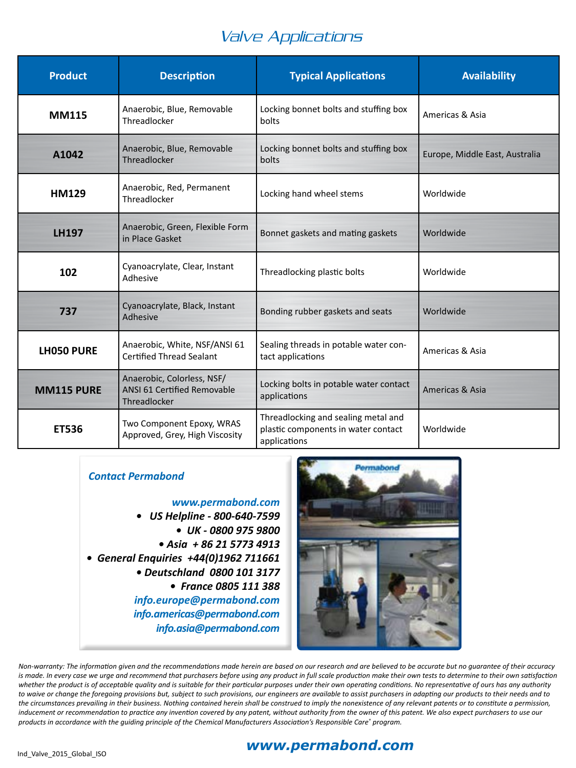# Valve Applications

| Product | Description | Typical Applications | Availability |
|---|---|---|---|
| **MM115** | Anaerobic, Blue, Removable Threadlocker | Locking bonnet bolts and stuffing box bolts | Americas & Asia |
| **A1042** | Anaerobic, Blue, Removable Threadlocker | Locking bonnet bolts and stuffing box bolts | Europe, Middle East, Australia |
| **HM129** | Anaerobic, Red, Permanent Threadlocker | Locking hand wheel stems | Worldwide |
| **LH197** | Anaerobic, Green, Flexible Form in Place Gasket | Bonnet gaskets and mating gaskets | Worldwide |
| **102** | Cyanoacrylate, Clear, Instant Adhesive | Threadlocking plastic bolts | Worldwide |
| **737** | Cyanoacrylate, Black, Instant Adhesive | Bonding rubber gaskets and seats | Worldwide |
| **LH050 PURE** | Anaerobic, White, NSF/ANSI 61 Certified Thread Sealant | Sealing threads in potable water contact applications | Americas & Asia |
| **MM115 PURE** | Anaerobic, Colorless, NSF/ ANSI 61 Certified Removable Threadlocker | Locking bolts in potable water contact applications | Americas & Asia |
| **ET536** | Two Component Epoxy, WRAS Approved, Grey, High Viscosity | Threadlocking and sealing metal and plastic components in water contact applications | Worldwide |

***Contact Permabond***

***www.permabond.com***

- ***US Helpline - 800-640-7599***
- ***UK - 0800 975 9800***
- ***Asia + 86 21 5773 4913***
- ***General Enquiries +44(0)1962 711661***
- ***Deutschland 0800 101 3177***
- ***France 0805 111 388***

***info.europe@permabond.com***
***info.americas@permabond.com***
***info.asia@permabond.com***

*Non-warranty: The information given and the recommendations made herein are based on our research and are believed to be accurate but no guarantee of their accuracy is made. In every case we urge and recommend that purchasers before using any product in full scale production make their own tests to determine to their own satisfaction whether the product is of acceptable quality and is suitable for their particular purposes under their own operating conditions. No representative of ours has any authority to waive or change the foregoing provisions but, subject to such provisions, our engineers are available to assist purchasers in adapting our products to their needs and to the circumstances prevailing in their business. Nothing contained herein shall be construed to imply the nonexistence of any relevant patents or to constitute a permission, inducement or recommendation to practice any invention covered by any patent, without authority from the owner of this patent. We also expect purchasers to use our products in accordance with the guiding principle of the Chemical Manufacturers Association's Responsible Care® program.*

Ind_Valve_2015_Global_ISO

**www.permabond.com**